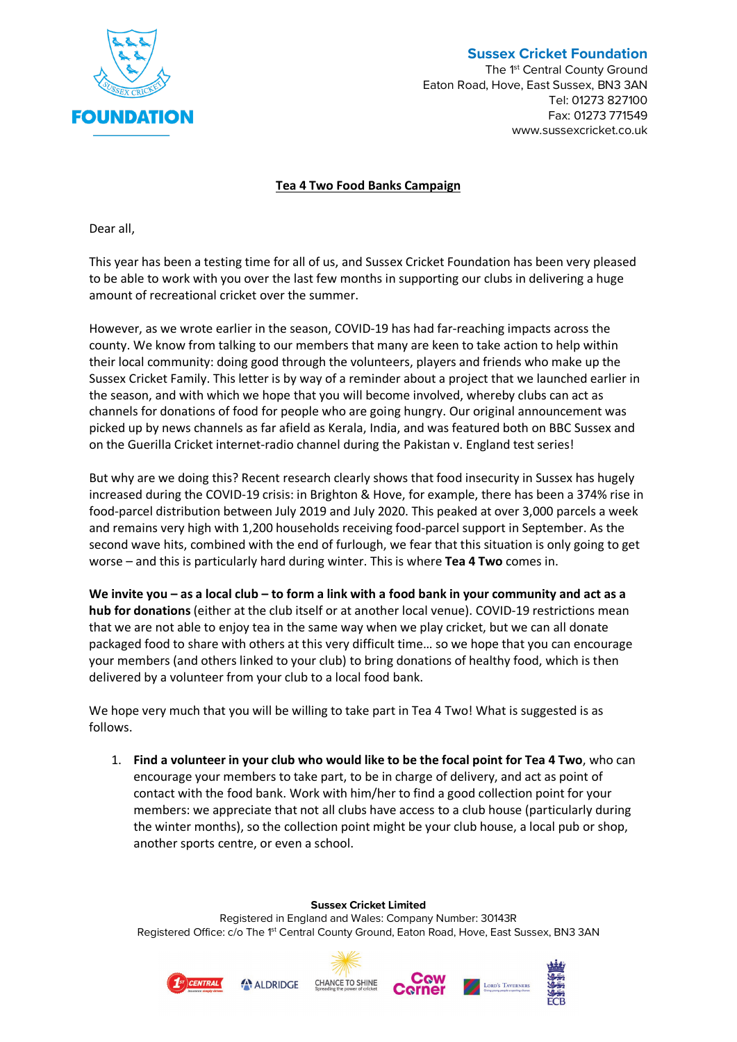**Sussex Cricket Foundation**
The 1st Central County Ground
Eaton Road, Hove, East Sussex, BN3 3AN
Tel: 01273 827100
Fax: 01273 771549
www.sussexcricket.co.uk

## Tea 4 Two Food Banks Campaign

Dear all,

This year has been a testing time for all of us, and Sussex Cricket Foundation has been very pleased to be able to work with you over the last few months in supporting our clubs in delivering a huge amount of recreational cricket over the summer.

However, as we wrote earlier in the season, COVID-19 has had far-reaching impacts across the county. We know from talking to our members that many are keen to take action to help within their local community: doing good through the volunteers, players and friends who make up the Sussex Cricket Family. This letter is by way of a reminder about a project that we launched earlier in the season, and with which we hope that you will become involved, whereby clubs can act as channels for donations of food for people who are going hungry. Our original announcement was picked up by news channels as far afield as Kerala, India, and was featured both on BBC Sussex and on the Guerilla Cricket internet-radio channel during the Pakistan v. England test series!

But why are we doing this? Recent research clearly shows that food insecurity in Sussex has hugely increased during the COVID-19 crisis: in Brighton & Hove, for example, there has been a 374% rise in food-parcel distribution between July 2019 and July 2020. This peaked at over 3,000 parcels a week and remains very high with 1,200 households receiving food-parcel support in September. As the second wave hits, combined with the end of furlough, we fear that this situation is only going to get worse – and this is particularly hard during winter. This is where **Tea 4 Two** comes in.

**We invite you – as a local club – to form a link with a food bank in your community and act as a hub for donations** (either at the club itself or at another local venue). COVID-19 restrictions mean that we are not able to enjoy tea in the same way when we play cricket, but we can all donate packaged food to share with others at this very difficult time… so we hope that you can encourage your members (and others linked to your club) to bring donations of healthy food, which is then delivered by a volunteer from your club to a local food bank.

We hope very much that you will be willing to take part in Tea 4 Two! What is suggested is as follows.

1. **Find a volunteer in your club who would like to be the focal point for Tea 4 Two**, who can encourage your members to take part, to be in charge of delivery, and act as point of contact with the food bank. Work with him/her to find a good collection point for your members: we appreciate that not all clubs have access to a club house (particularly during the winter months), so the collection point might be your club house, a local pub or shop, another sports centre, or even a school.

**Sussex Cricket Limited**
Registered in England and Wales: Company Number: 30143R
Registered Office: c/o The 1st Central County Ground, Eaton Road, Hove, East Sussex, BN3 3AN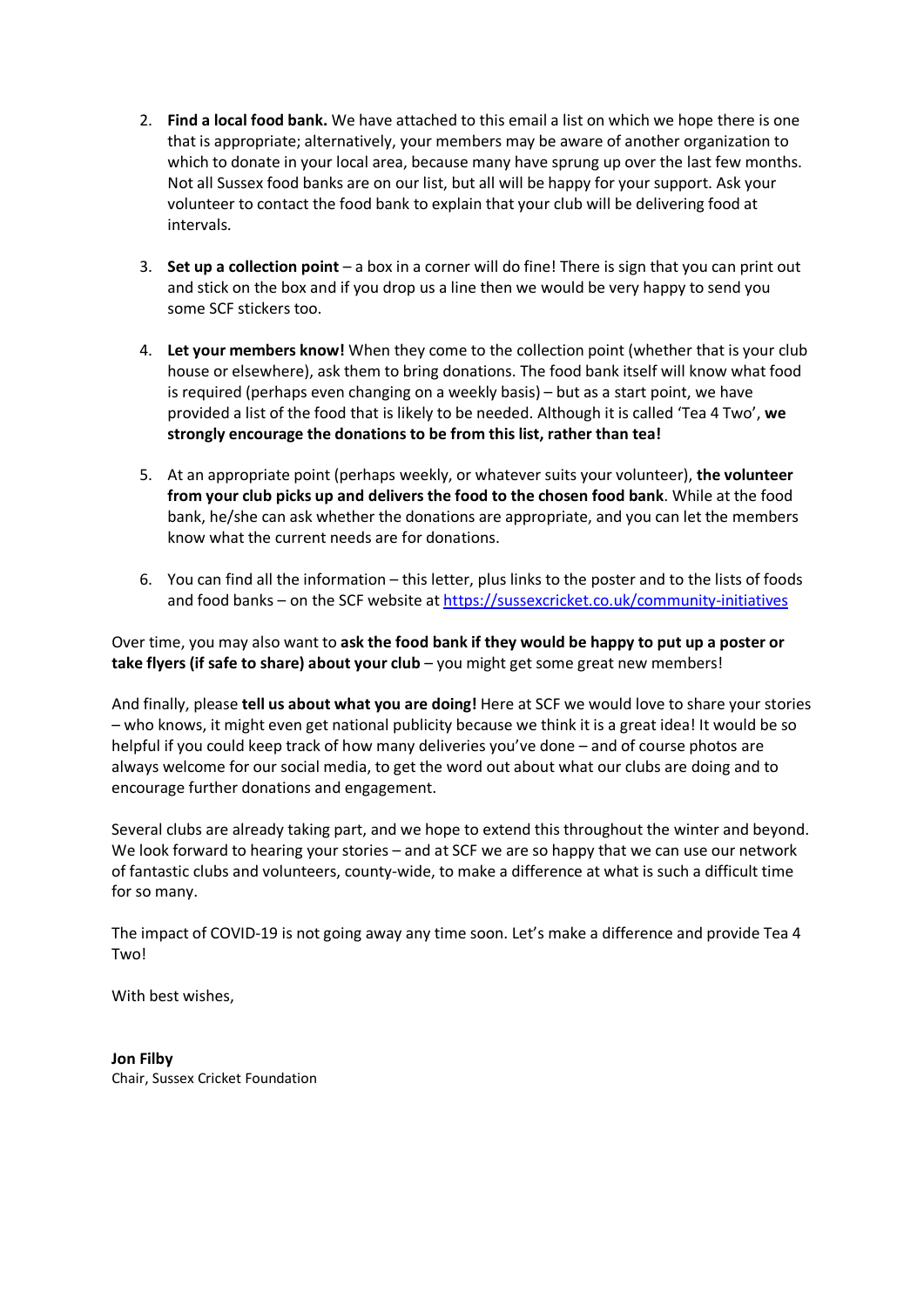2. **Find a local food bank.** We have attached to this email a list on which we hope there is one that is appropriate; alternatively, your members may be aware of another organization to which to donate in your local area, because many have sprung up over the last few months. Not all Sussex food banks are on our list, but all will be happy for your support. Ask your volunteer to contact the food bank to explain that your club will be delivering food at intervals.

3. **Set up a collection point** – a box in a corner will do fine! There is sign that you can print out and stick on the box and if you drop us a line then we would be very happy to send you some SCF stickers too.

4. **Let your members know!** When they come to the collection point (whether that is your club house or elsewhere), ask them to bring donations. The food bank itself will know what food is required (perhaps even changing on a weekly basis) – but as a start point, we have provided a list of the food that is likely to be needed. Although it is called 'Tea 4 Two', **we strongly encourage the donations to be from this list, rather than tea!**

5. At an appropriate point (perhaps weekly, or whatever suits your volunteer), **the volunteer from your club picks up and delivers the food to the chosen food bank**. While at the food bank, he/she can ask whether the donations are appropriate, and you can let the members know what the current needs are for donations.

6. You can find all the information – this letter, plus links to the poster and to the lists of foods and food banks – on the SCF website at [https://sussexcricket.co.uk/community-initiatives](https://sussexcricket.co.uk/community-initiatives)

Over time, you may also want to **ask the food bank if they would be happy to put up a poster or take flyers (if safe to share) about your club** – you might get some great new members!

And finally, please **tell us about what you are doing!** Here at SCF we would love to share your stories – who knows, it might even get national publicity because we think it is a great idea! It would be so helpful if you could keep track of how many deliveries you've done – and of course photos are always welcome for our social media, to get the word out about what our clubs are doing and to encourage further donations and engagement.

Several clubs are already taking part, and we hope to extend this throughout the winter and beyond. We look forward to hearing your stories – and at SCF we are so happy that we can use our network of fantastic clubs and volunteers, county-wide, to make a difference at what is such a difficult time for so many.

The impact of COVID-19 is not going away any time soon. Let's make a difference and provide Tea 4 Two!

With best wishes,

**Jon Filby**
Chair, Sussex Cricket Foundation